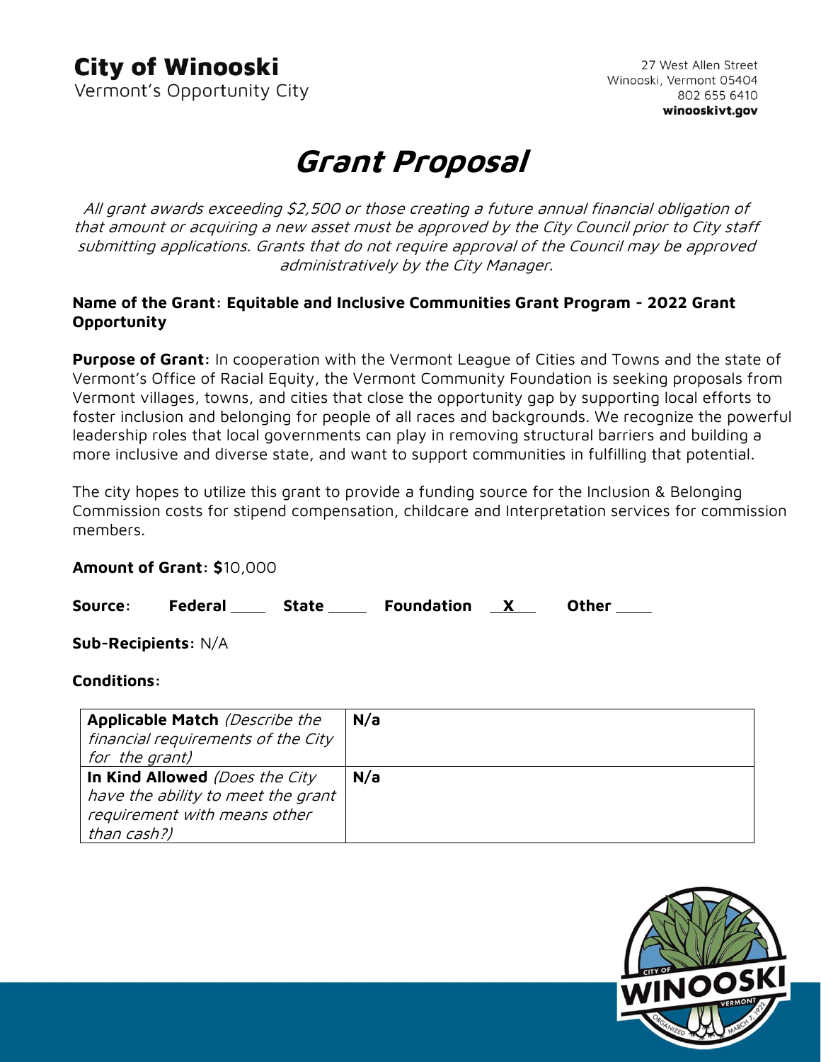**City of Winooski**
Vermont's Opportunity City

27 West Allen Street
Winooski, Vermont 05404
802 655 6410
**winooskivt.gov**

# Grant Proposal

*All grant awards exceeding $2,500 or those creating a future annual financial obligation of that amount or acquiring a new asset must be approved by the City Council prior to City staff submitting applications. Grants that do not require approval of the Council may be approved administratively by the City Manager.*

**Name of the Grant: Equitable and Inclusive Communities Grant Program - 2022 Grant Opportunity**

**Purpose of Grant:** In cooperation with the Vermont League of Cities and Towns and the state of Vermont's Office of Racial Equity, the Vermont Community Foundation is seeking proposals from Vermont villages, towns, and cities that close the opportunity gap by supporting local efforts to foster inclusion and belonging for people of all races and backgrounds. We recognize the powerful leadership roles that local governments can play in removing structural barriers and building a more inclusive and diverse state, and want to support communities in fulfilling that potential.

The city hopes to utilize this grant to provide a funding source for the Inclusion & Belonging Commission costs for stipend compensation, childcare and Interpretation services for commission members.

**Amount of Grant: $**10,000

**Source:** **Federal** ____ **State** ____ **Foundation** __X__ **Other** ____

**Sub-Recipients:** N/A

**Conditions:**

| | |
|---|---|
| **Applicable Match** *(Describe the financial requirements of the City for the grant)* | **N/a** |
| **In Kind Allowed** *(Does the City have the ability to meet the grant requirement with means other than cash?)* | **N/a** |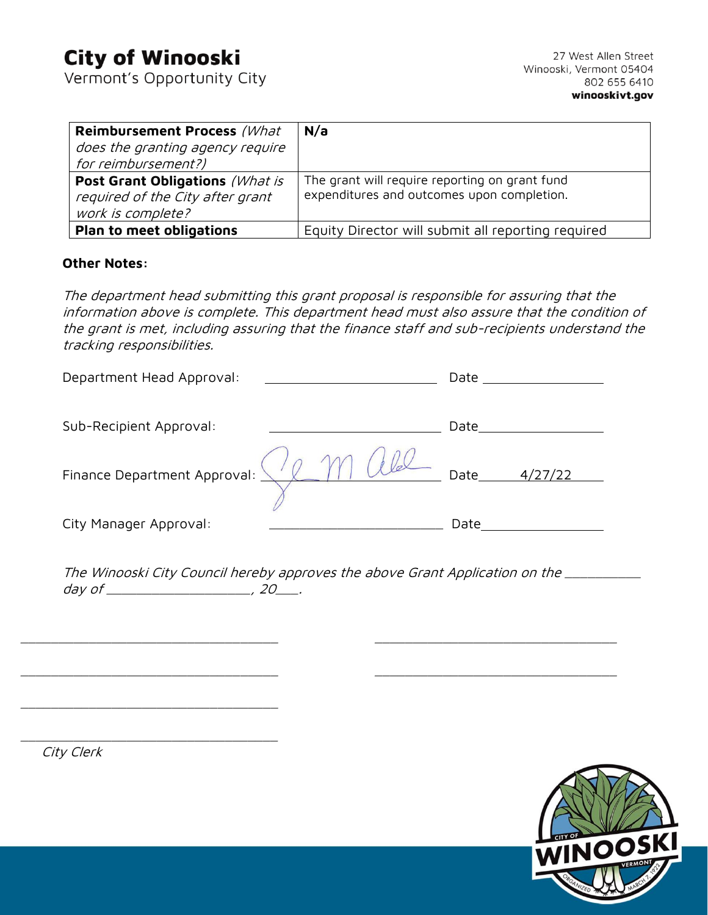| | |
|---|---|
| **Reimbursement Process** *(What does the granting agency require for reimbursement?)* | **N/a** |
| **Post Grant Obligations** *(What is required of the City after grant work is complete?* | The grant will require reporting on grant fund expenditures and outcomes upon completion. |
| **Plan to meet obligations** | Equity Director will submit all reporting required |

**Other Notes:**

*The department head submitting this grant proposal is responsible for assuring that the information above is complete. This department head must also assure that the condition of the grant is met, including assuring that the finance staff and sub-recipients understand the tracking responsibilities.*

Department Head Approval: ________________________ Date ________________

Sub-Recipient Approval: ________________________ Date ________________

Finance Department Approval: [signature] Date 4/27/22

City Manager Approval: ________________________ Date ________________

*The Winooski City Council hereby approves the above Grant Application on the __________ day of ___________________, 20___.*

___________________________________ ___________________________________

___________________________________ ___________________________________

___________________________________

___________________________________

*City Clerk*